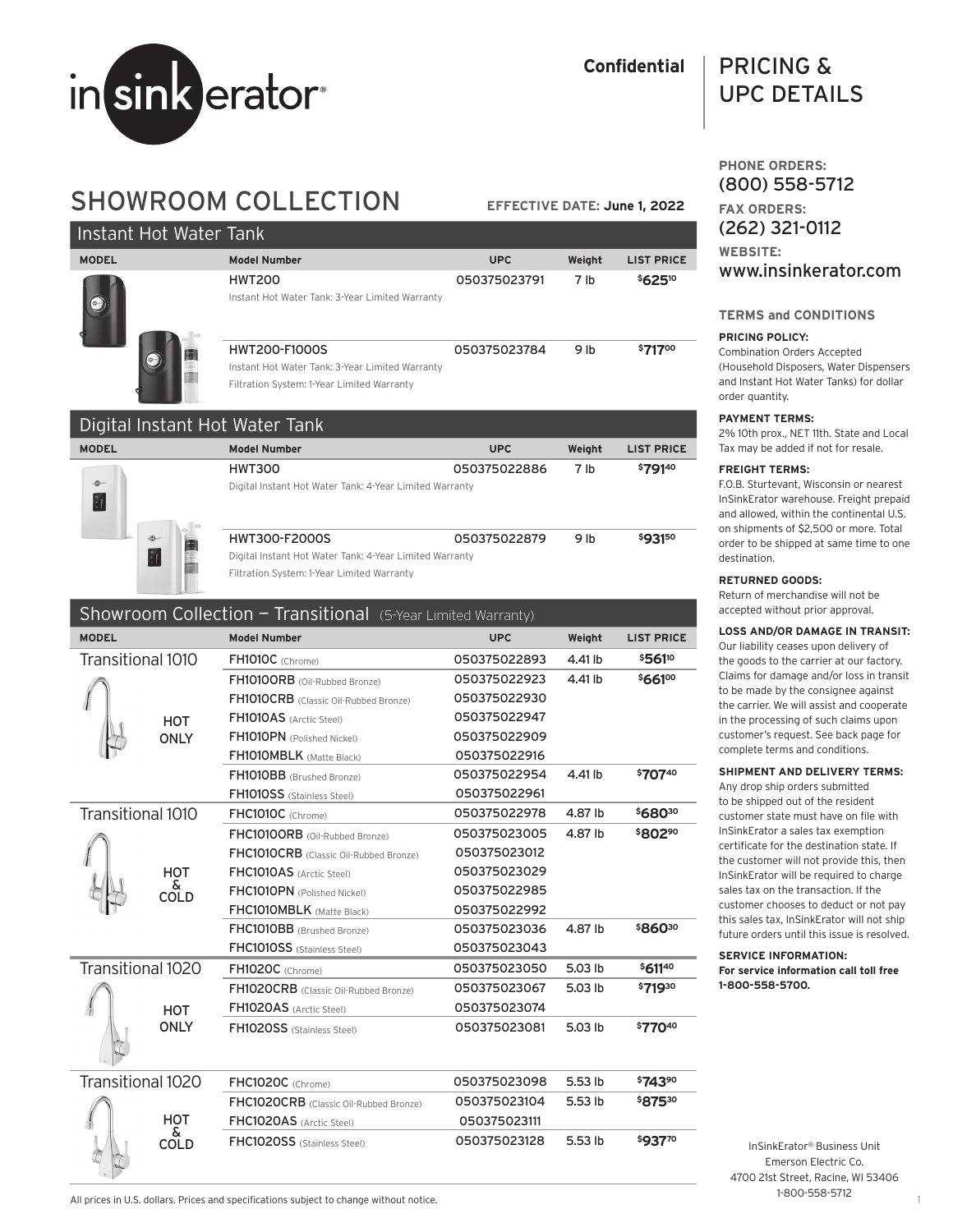# insinkerator®

**Confidential**

# PRICING & UPC DETAILS

## SHOWROOM COLLECTION

**EFFECTIVE DATE: June 1, 2022**

### Instant Hot Water Tank

| MODEL | Model Number | UPC | Weight | LIST PRICE |
|---|---|---|---|---|
| | HWT200<br>Instant Hot Water Tank: 3-Year Limited Warranty | 050375023791 | 7 lb | $625.10 |
| | HWT200-F1000S<br>Instant Hot Water Tank: 3-Year Limited Warranty<br>Filtration System: 1-Year Limited Warranty | 050375023784 | 9 lb | $717.00 |

### Digital Instant Hot Water Tank

| MODEL | Model Number | UPC | Weight | LIST PRICE |
|---|---|---|---|---|
| | HWT300<br>Digital Instant Hot Water Tank: 4-Year Limited Warranty | 050375022886 | 7 lb | $791.40 |
| | HWT300-F2000S<br>Digital Instant Hot Water Tank: 4-Year Limited Warranty<br>Filtration System: 1-Year Limited Warranty | 050375022879 | 9 lb | $931.50 |

### Showroom Collection — Transitional (5-Year Limited Warranty)

| MODEL | Model Number | UPC | Weight | LIST PRICE |
|---|---|---|---|---|
| Transitional 1010 HOT ONLY | FH1010C (Chrome) | 050375022893 | 4.41 lb | $561.10 |
| | FH1010ORB (Oil-Rubbed Bronze) | 050375022923 | 4.41 lb | $661.00 |
| | FH1010CRB (Classic Oil-Rubbed Bronze) | 050375022930 | | |
| | FH1010AS (Arctic Steel) | 050375022947 | | |
| | FH1010PN (Polished Nickel) | 050375022909 | | |
| | FH1010MBLK (Matte Black) | 050375022916 | | |
| | FH1010BB (Brushed Bronze) | 050375022954 | 4.41 lb | $707.40 |
| | FH1010SS (Stainless Steel) | 050375022961 | | |
| Transitional 1010 HOT & COLD | FHC1010C (Chrome) | 050375022978 | 4.87 lb | $680.30 |
| | FHC1010ORB (Oil-Rubbed Bronze) | 050375023005 | 4.87 lb | $802.90 |
| | FHC1010CRB (Classic Oil-Rubbed Bronze) | 050375023012 | | |
| | FHC1010AS (Arctic Steel) | 050375023029 | | |
| | FHC1010PN (Polished Nickel) | 050375022985 | | |
| | FHC1010MBLK (Matte Black) | 050375022992 | | |
| | FHC1010BB (Brushed Bronze) | 050375023036 | 4.87 lb | $860.30 |
| | FHC1010SS (Stainless Steel) | 050375023043 | | |
| Transitional 1020 HOT ONLY | FH1020C (Chrome) | 050375023050 | 5.03 lb | $611.40 |
| | FH1020CRB (Classic Oil-Rubbed Bronze) | 050375023067 | 5.03 lb | $719.30 |
| | FH1020AS (Arctic Steel) | 050375023074 | | |
| | FH1020SS (Stainless Steel) | 050375023081 | 5.03 lb | $770.40 |
| Transitional 1020 HOT & COLD | FHC1020C (Chrome) | 050375023098 | 5.53 lb | $743.90 |
| | FHC1020CRB (Classic Oil-Rubbed Bronze) | 050375023104 | 5.53 lb | $875.30 |
| | FHC1020AS (Arctic Steel) | 050375023111 | | |
| | FHC1020SS (Stainless Steel) | 050375023128 | 5.53 lb | $937.70 |

All prices in U.S. dollars. Prices and specifications subject to change without notice.

**PHONE ORDERS:**
(800) 558-5712

**FAX ORDERS:**
(262) 321-0112

**WEBSITE:**
www.insinkerator.com

### TERMS and CONDITIONS

**PRICING POLICY:**
Combination Orders Accepted (Household Disposers, Water Dispensers and Instant Hot Water Tanks) for dollar order quantity.

**PAYMENT TERMS:**
2% 10th prox., NET 11th. State and Local Tax may be added if not for resale.

**FREIGHT TERMS:**
F.O.B. Sturtevant, Wisconsin or nearest InSinkErator warehouse. Freight prepaid and allowed, within the continental U.S. on shipments of $2,500 or more. Total order to be shipped at same time to one destination.

**RETURNED GOODS:**
Return of merchandise will not be accepted without prior approval.

**LOSS AND/OR DAMAGE IN TRANSIT:**
Our liability ceases upon delivery of the goods to the carrier at our factory. Claims for damage and/or loss in transit to be made by the consignee against the carrier. We will assist and cooperate in the processing of such claims upon customer's request. See back page for complete terms and conditions.

**SHIPMENT AND DELIVERY TERMS:**
Any drop ship orders submitted to be shipped out of the resident customer state must have on file with InSinkErator a sales tax exemption certificate for the destination state. If the customer will not provide this, then InSinkErator will be required to charge sales tax on the transaction. If the customer chooses to deduct or not pay this sales tax, InSinkErator will not ship future orders until this issue is resolved.

**SERVICE INFORMATION:**
**For service information call toll free 1-800-558-5700.**

InSinkErator® Business Unit
Emerson Electric Co.
4700 21st Street, Racine, WI 53406
1-800-558-5712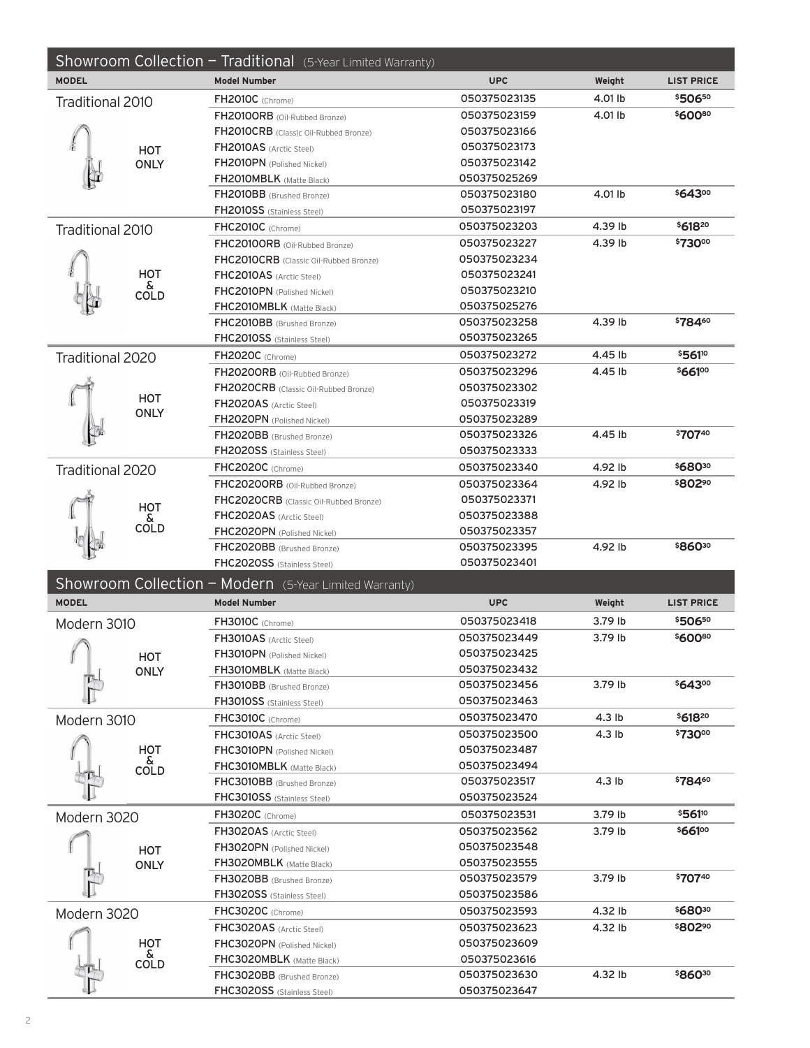## Showroom Collection — Traditional (5-Year Limited Warranty)

| MODEL | Model Number | UPC | Weight | LIST PRICE |
|---|---|---|---|---|
| Traditional 2010 HOT ONLY | **FH2010C** (Chrome) | 050375023135 | 4.01 lb | $506.50 |
| | **FH2010ORB** (Oil-Rubbed Bronze) | 050375023159 | 4.01 lb | $600.80 |
| | **FH2010CRB** (Classic Oil-Rubbed Bronze) | 050375023166 | | |
| | **FH2010AS** (Arctic Steel) | 050375023173 | | |
| | **FH2010PN** (Polished Nickel) | 050375023142 | | |
| | **FH2010MBLK** (Matte Black) | 050375025269 | | |
| | **FH2010BB** (Brushed Bronze) | 050375023180 | 4.01 lb | $643.00 |
| | **FH2010SS** (Stainless Steel) | 050375023197 | | |
| Traditional 2010 HOT & COLD | **FHC2010C** (Chrome) | 050375023203 | 4.39 lb | $618.20 |
| | **FHC2010ORB** (Oil-Rubbed Bronze) | 050375023227 | 4.39 lb | $730.00 |
| | **FHC2010CRB** (Classic Oil-Rubbed Bronze) | 050375023234 | | |
| | **FHC2010AS** (Arctic Steel) | 050375023241 | | |
| | **FHC2010PN** (Polished Nickel) | 050375023210 | | |
| | **FHC2010MBLK** (Matte Black) | 050375025276 | | |
| | **FHC2010BB** (Brushed Bronze) | 050375023258 | 4.39 lb | $784.60 |
| | **FHC2010SS** (Stainless Steel) | 050375023265 | | |
| Traditional 2020 HOT ONLY | **FH2020C** (Chrome) | 050375023272 | 4.45 lb | $561.10 |
| | **FH2020ORB** (Oil-Rubbed Bronze) | 050375023296 | 4.45 lb | $661.00 |
| | **FH2020CRB** (Classic Oil-Rubbed Bronze) | 050375023302 | | |
| | **FH2020AS** (Arctic Steel) | 050375023319 | | |
| | **FH2020PN** (Polished Nickel) | 050375023289 | | |
| | **FH2020BB** (Brushed Bronze) | 050375023326 | 4.45 lb | $707.40 |
| | **FH2020SS** (Stainless Steel) | 050375023333 | | |
| Traditional 2020 HOT & COLD | **FHC2020C** (Chrome) | 050375023340 | 4.92 lb | $680.30 |
| | **FHC2020ORB** (Oil-Rubbed Bronze) | 050375023364 | 4.92 lb | $802.90 |
| | **FHC2020CRB** (Classic Oil-Rubbed Bronze) | 050375023371 | | |
| | **FHC2020AS** (Arctic Steel) | 050375023388 | | |
| | **FHC2020PN** (Polished Nickel) | 050375023357 | | |
| | **FHC2020BB** (Brushed Bronze) | 050375023395 | 4.92 lb | $860.30 |
| | **FHC2020SS** (Stainless Steel) | 050375023401 | | |

## Showroom Collection — Modern (5-Year Limited Warranty)

| MODEL | Model Number | UPC | Weight | LIST PRICE |
|---|---|---|---|---|
| Modern 3010 HOT ONLY | **FH3010C** (Chrome) | 050375023418 | 3.79 lb | $506.50 |
| | **FH3010AS** (Arctic Steel) | 050375023449 | 3.79 lb | $600.80 |
| | **FH3010PN** (Polished Nickel) | 050375023425 | | |
| | **FH3010MBLK** (Matte Black) | 050375023432 | | |
| | **FH3010BB** (Brushed Bronze) | 050375023456 | 3.79 lb | $643.00 |
| | **FH3010SS** (Stainless Steel) | 050375023463 | | |
| Modern 3010 HOT & COLD | **FHC3010C** (Chrome) | 050375023470 | 4.3 lb | $618.20 |
| | **FHC3010AS** (Arctic Steel) | 050375023500 | 4.3 lb | $730.00 |
| | **FHC3010PN** (Polished Nickel) | 050375023487 | | |
| | **FHC3010MBLK** (Matte Black) | 050375023494 | | |
| | **FHC3010BB** (Brushed Bronze) | 050375023517 | 4.3 lb | $784.60 |
| | **FHC3010SS** (Stainless Steel) | 050375023524 | | |
| Modern 3020 HOT ONLY | **FH3020C** (Chrome) | 050375023531 | 3.79 lb | $561.10 |
| | **FH3020AS** (Arctic Steel) | 050375023562 | 3.79 lb | $661.00 |
| | **FH3020PN** (Polished Nickel) | 050375023548 | | |
| | **FH3020MBLK** (Matte Black) | 050375023555 | | |
| | **FH3020BB** (Brushed Bronze) | 050375023579 | 3.79 lb | $707.40 |
| | **FH3020SS** (Stainless Steel) | 050375023586 | | |
| Modern 3020 HOT & COLD | **FHC3020C** (Chrome) | 050375023593 | 4.32 lb | $680.30 |
| | **FHC3020AS** (Arctic Steel) | 050375023623 | 4.32 lb | $802.90 |
| | **FHC3020PN** (Polished Nickel) | 050375023609 | | |
| | **FHC3020MBLK** (Matte Black) | 050375023616 | | |
| | **FHC3020BB** (Brushed Bronze) | 050375023630 | 4.32 lb | $860.30 |
| | **FHC3020SS** (Stainless Steel) | 050375023647 | | |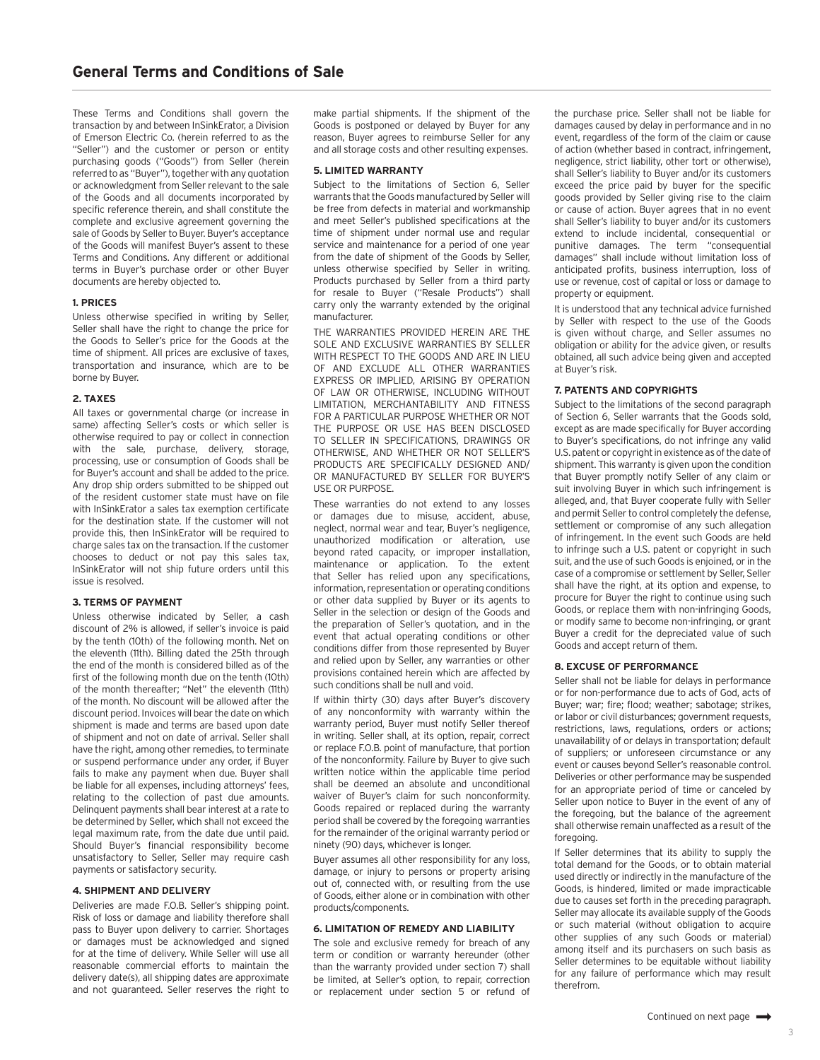# General Terms and Conditions of Sale

These Terms and Conditions shall govern the transaction by and between InSinkErator, a Division of Emerson Electric Co. (herein referred to as the "Seller") and the customer or person or entity purchasing goods ("Goods") from Seller (herein referred to as "Buyer"), together with any quotation or acknowledgment from Seller relevant to the sale of the Goods and all documents incorporated by specific reference therein, and shall constitute the complete and exclusive agreement governing the sale of Goods by Seller to Buyer. Buyer's acceptance of the Goods will manifest Buyer's assent to these Terms and Conditions. Any different or additional terms in Buyer's purchase order or other Buyer documents are hereby objected to.

### 1. PRICES

Unless otherwise specified in writing by Seller, Seller shall have the right to change the price for the Goods to Seller's price for the Goods at the time of shipment. All prices are exclusive of taxes, transportation and insurance, which are to be borne by Buyer.

### 2. TAXES

All taxes or governmental charge (or increase in same) affecting Seller's costs or which seller is otherwise required to pay or collect in connection with the sale, purchase, delivery, storage, processing, use or consumption of Goods shall be for Buyer's account and shall be added to the price. Any drop ship orders submitted to be shipped out of the resident customer state must have on file with InSinkErator a sales tax exemption certificate for the destination state. If the customer will not provide this, then InSinkErator will be required to charge sales tax on the transaction. If the customer chooses to deduct or not pay this sales tax, InSinkErator will not ship future orders until this issue is resolved.

### 3. TERMS OF PAYMENT

Unless otherwise indicated by Seller, a cash discount of 2% is allowed, if seller's invoice is paid by the tenth (10th) of the following month. Net on the eleventh (11th). Billing dated the 25th through the end of the month is considered billed as of the first of the following month due on the tenth (10th) of the month thereafter; "Net" the eleventh (11th) of the month. No discount will be allowed after the discount period. Invoices will bear the date on which shipment is made and terms are based upon date of shipment and not on date of arrival. Seller shall have the right, among other remedies, to terminate or suspend performance under any order, if Buyer fails to make any payment when due. Buyer shall be liable for all expenses, including attorneys' fees, relating to the collection of past due amounts. Delinquent payments shall bear interest at a rate to be determined by Seller, which shall not exceed the legal maximum rate, from the date due until paid. Should Buyer's financial responsibility become unsatisfactory to Seller, Seller may require cash payments or satisfactory security.

### 4. SHIPMENT AND DELIVERY

Deliveries are made F.O.B. Seller's shipping point. Risk of loss or damage and liability therefore shall pass to Buyer upon delivery to carrier. Shortages or damages must be acknowledged and signed for at the time of delivery. While Seller will use all reasonable commercial efforts to maintain the delivery date(s), all shipping dates are approximate and not guaranteed. Seller reserves the right to make partial shipments. If the shipment of the Goods is postponed or delayed by Buyer for any reason, Buyer agrees to reimburse Seller for any and all storage costs and other resulting expenses.

### 5. LIMITED WARRANTY

Subject to the limitations of Section 6, Seller warrants that the Goods manufactured by Seller will be free from defects in material and workmanship and meet Seller's published specifications at the time of shipment under normal use and regular service and maintenance for a period of one year from the date of shipment of the Goods by Seller, unless otherwise specified by Seller in writing. Products purchased by Seller from a third party for resale to Buyer ("Resale Products") shall carry only the warranty extended by the original manufacturer.

THE WARRANTIES PROVIDED HEREIN ARE THE SOLE AND EXCLUSIVE WARRANTIES BY SELLER WITH RESPECT TO THE GOODS AND ARE IN LIEU OF AND EXCLUDE ALL OTHER WARRANTIES EXPRESS OR IMPLIED, ARISING BY OPERATION OF LAW OR OTHERWISE, INCLUDING WITHOUT LIMITATION, MERCHANTABILITY AND FITNESS FOR A PARTICULAR PURPOSE WHETHER OR NOT THE PURPOSE OR USE HAS BEEN DISCLOSED TO SELLER IN SPECIFICATIONS, DRAWINGS OR OTHERWISE, AND WHETHER OR NOT SELLER'S PRODUCTS ARE SPECIFICALLY DESIGNED AND/ OR MANUFACTURED BY SELLER FOR BUYER'S USE OR PURPOSE.

These warranties do not extend to any losses or damages due to misuse, accident, abuse, neglect, normal wear and tear, Buyer's negligence, unauthorized modification or alteration, use beyond rated capacity, or improper installation, maintenance or application. To the extent that Seller has relied upon any specifications, information, representation or operating conditions or other data supplied by Buyer or its agents to Seller in the selection or design of the Goods and the preparation of Seller's quotation, and in the event that actual operating conditions or other conditions differ from those represented by Buyer and relied upon by Seller, any warranties or other provisions contained herein which are affected by such conditions shall be null and void.

If within thirty (30) days after Buyer's discovery of any nonconformity with warranty within the warranty period, Buyer must notify Seller thereof in writing. Seller shall, at its option, repair, correct or replace F.O.B. point of manufacture, that portion of the nonconformity. Failure by Buyer to give such written notice within the applicable time period shall be deemed an absolute and unconditional waiver of Buyer's claim for such nonconformity. Goods repaired or replaced during the warranty period shall be covered by the foregoing warranties for the remainder of the original warranty period or ninety (90) days, whichever is longer.

Buyer assumes all other responsibility for any loss, damage, or injury to persons or property arising out of, connected with, or resulting from the use of Goods, either alone or in combination with other products/components.

### 6. LIMITATION OF REMEDY AND LIABILITY

The sole and exclusive remedy for breach of any term or condition or warranty hereunder (other than the warranty provided under section 7) shall be limited, at Seller's option, to repair, correction or replacement under section 5 or refund of the purchase price. Seller shall not be liable for damages caused by delay in performance and in no event, regardless of the form of the claim or cause of action (whether based in contract, infringement, negligence, strict liability, other tort or otherwise), shall Seller's liability to Buyer and/or its customers exceed the price paid by buyer for the specific goods provided by Seller giving rise to the claim or cause of action. Buyer agrees that in no event shall Seller's liability to buyer and/or its customers extend to include incidental, consequential or punitive damages. The term "consequential damages" shall include without limitation loss of anticipated profits, business interruption, loss of use or revenue, cost of capital or loss or damage to property or equipment.

It is understood that any technical advice furnished by Seller with respect to the use of the Goods is given without charge, and Seller assumes no obligation or ability for the advice given, or results obtained, all such advice being given and accepted at Buyer's risk.

### 7. PATENTS AND COPYRIGHTS

Subject to the limitations of the second paragraph of Section 6, Seller warrants that the Goods sold, except as are made specifically for Buyer according to Buyer's specifications, do not infringe any valid U.S. patent or copyright in existence as of the date of shipment. This warranty is given upon the condition that Buyer promptly notify Seller of any claim or suit involving Buyer in which such infringement is alleged, and, that Buyer cooperate fully with Seller and permit Seller to control completely the defense, settlement or compromise of any such allegation of infringement. In the event such Goods are held to infringe such a U.S. patent or copyright in such suit, and the use of such Goods is enjoined, or in the case of a compromise or settlement by Seller, Seller shall have the right, at its option and expense, to procure for Buyer the right to continue using such Goods, or replace them with non-infringing Goods, or modify same to become non-infringing, or grant Buyer a credit for the depreciated value of such Goods and accept return of them.

### 8. EXCUSE OF PERFORMANCE

Seller shall not be liable for delays in performance or for non-performance due to acts of God, acts of Buyer; war; fire; flood; weather; sabotage; strikes, or labor or civil disturbances; government requests, restrictions, laws, regulations, orders or actions; unavailability of or delays in transportation; default of suppliers; or unforeseen circumstance or any event or causes beyond Seller's reasonable control. Deliveries or other performance may be suspended for an appropriate period of time or canceled by Seller upon notice to Buyer in the event of any of the foregoing, but the balance of the agreement shall otherwise remain unaffected as a result of the foregoing.

If Seller determines that its ability to supply the total demand for the Goods, or to obtain material used directly or indirectly in the manufacture of the Goods, is hindered, limited or made impracticable due to causes set forth in the preceding paragraph. Seller may allocate its available supply of the Goods or such material (without obligation to acquire other supplies of any such Goods or material) among itself and its purchasers on such basis as Seller determines to be equitable without liability for any failure of performance which may result therefrom.

Continued on next page ➞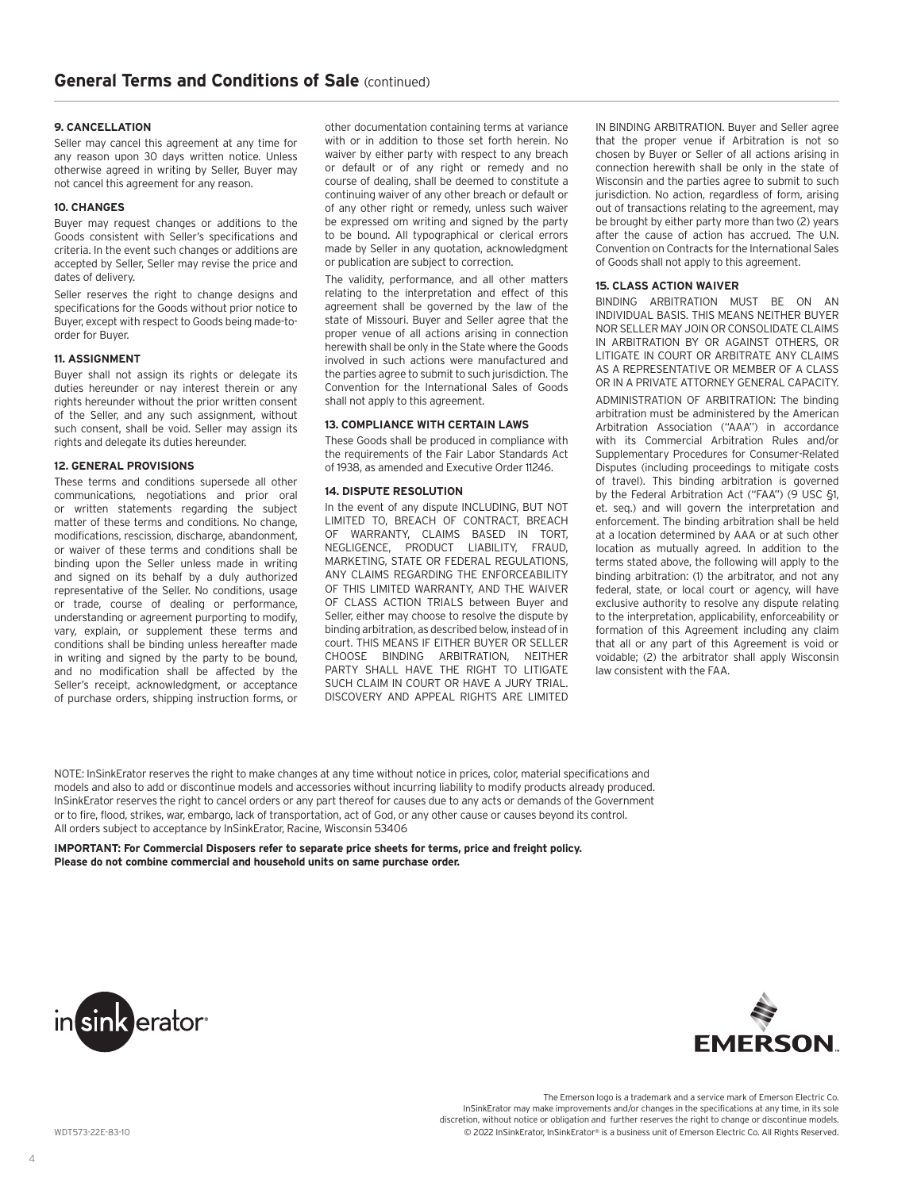## General Terms and Conditions of Sale (continued)

### 9. CANCELLATION

Seller may cancel this agreement at any time for any reason upon 30 days written notice. Unless otherwise agreed in writing by Seller, Buyer may not cancel this agreement for any reason.

### 10. CHANGES

Buyer may request changes or additions to the Goods consistent with Seller's specifications and criteria. In the event such changes or additions are accepted by Seller, Seller may revise the price and dates of delivery.

Seller reserves the right to change designs and specifications for the Goods without prior notice to Buyer, except with respect to Goods being made-to-order for Buyer.

### 11. ASSIGNMENT

Buyer shall not assign its rights or delegate its duties hereunder or nay interest therein or any rights hereunder without the prior written consent of the Seller, and any such assignment, without such consent, shall be void. Seller may assign its rights and delegate its duties hereunder.

### 12. GENERAL PROVISIONS

These terms and conditions supersede all other communications, negotiations and prior oral or written statements regarding the subject matter of these terms and conditions. No change, modifications, rescission, discharge, abandonment, or waiver of these terms and conditions shall be binding upon the Seller unless made in writing and signed on its behalf by a duly authorized representative of the Seller. No conditions, usage or trade, course of dealing or performance, understanding or agreement purporting to modify, vary, explain, or supplement these terms and conditions shall be binding unless hereafter made in writing and signed by the party to be bound, and no modification shall be affected by the Seller's receipt, acknowledgment, or acceptance of purchase orders, shipping instruction forms, or other documentation containing terms at variance with or in addition to those set forth herein. No waiver by either party with respect to any breach or default or of any right or remedy and no course of dealing, shall be deemed to constitute a continuing waiver of any other breach or default or of any other right or remedy, unless such waiver be expressed om writing and signed by the party to be bound. All typographical or clerical errors made by Seller in any quotation, acknowledgment or publication are subject to correction.

The validity, performance, and all other matters relating to the interpretation and effect of this agreement shall be governed by the law of the state of Missouri. Buyer and Seller agree that the proper venue of all actions arising in connection herewith shall be only in the State where the Goods involved in such actions were manufactured and the parties agree to submit to such jurisdiction. The Convention for the International Sales of Goods shall not apply to this agreement.

### 13. COMPLIANCE WITH CERTAIN LAWS

These Goods shall be produced in compliance with the requirements of the Fair Labor Standards Act of 1938, as amended and Executive Order 11246.

### 14. DISPUTE RESOLUTION

In the event of any dispute INCLUDING, BUT NOT LIMITED TO, BREACH OF CONTRACT, BREACH OF WARRANTY, CLAIMS BASED IN TORT, NEGLIGENCE, PRODUCT LIABILITY, FRAUD, MARKETING, STATE OR FEDERAL REGULATIONS, ANY CLAIMS REGARDING THE ENFORCEABILITY OF THIS LIMITED WARRANTY, AND THE WAIVER OF CLASS ACTION TRIALS between Buyer and Seller, either may choose to resolve the dispute by binding arbitration, as described below, instead of in court. THIS MEANS IF EITHER BUYER OR SELLER CHOOSE BINDING ARBITRATION, NEITHER PARTY SHALL HAVE THE RIGHT TO LITIGATE SUCH CLAIM IN COURT OR HAVE A JURY TRIAL. DISCOVERY AND APPEAL RIGHTS ARE LIMITED IN BINDING ARBITRATION. Buyer and Seller agree that the proper venue if Arbitration is not so chosen by Buyer or Seller of all actions arising in connection herewith shall be only in the state of Wisconsin and the parties agree to submit to such jurisdiction. No action, regardless of form, arising out of transactions relating to the agreement, may be brought by either party more than two (2) years after the cause of action has accrued. The U.N. Convention on Contracts for the International Sales of Goods shall not apply to this agreement.

### 15. CLASS ACTION WAIVER

BINDING ARBITRATION MUST BE ON AN INDIVIDUAL BASIS. THIS MEANS NEITHER BUYER NOR SELLER MAY JOIN OR CONSOLIDATE CLAIMS IN ARBITRATION BY OR AGAINST OTHERS, OR LITIGATE IN COURT OR ARBITRATE ANY CLAIMS AS A REPRESENTATIVE OR MEMBER OF A CLASS OR IN A PRIVATE ATTORNEY GENERAL CAPACITY.

ADMINISTRATION OF ARBITRATION: The binding arbitration must be administered by the American Arbitration Association ("AAA") in accordance with its Commercial Arbitration Rules and/or Supplementary Procedures for Consumer-Related Disputes (including proceedings to mitigate costs of travel). This binding arbitration is governed by the Federal Arbitration Act ("FAA") (9 USC §1, et. seq.) and will govern the interpretation and enforcement. The binding arbitration shall be held at a location determined by AAA or at such other location as mutually agreed. In addition to the terms stated above, the following will apply to the binding arbitration: (1) the arbitrator, and not any federal, state, or local court or agency, will have exclusive authority to resolve any dispute relating to the interpretation, applicability, enforceability or formation of this Agreement including any claim that all or any part of this Agreement is void or voidable; (2) the arbitrator shall apply Wisconsin law consistent with the FAA.

NOTE: InSinkErator reserves the right to make changes at any time without notice in prices, color, material specifications and models and also to add or discontinue models and accessories without incurring liability to modify products already produced. InSinkErator reserves the right to cancel orders or any part thereof for causes due to any acts or demands of the Government or to fire, flood, strikes, war, embargo, lack of transportation, act of God, or any other cause or causes beyond its control. All orders subject to acceptance by InSinkErator, Racine, Wisconsin 53406

**IMPORTANT: For Commercial Disposers refer to separate price sheets for terms, price and freight policy. Please do not combine commercial and household units on same purchase order.**

insinkerator®

EMERSON.

The Emerson logo is a trademark and a service mark of Emerson Electric Co.
InSinkErator may make improvements and/or changes in the specifications at any time, in its sole discretion, without notice or obligation and further reserves the right to change or discontinue models.
© 2022 InSinkErator, InSinkErator® is a business unit of Emerson Electric Co. All Rights Reserved.

WDT573-22E-83-10